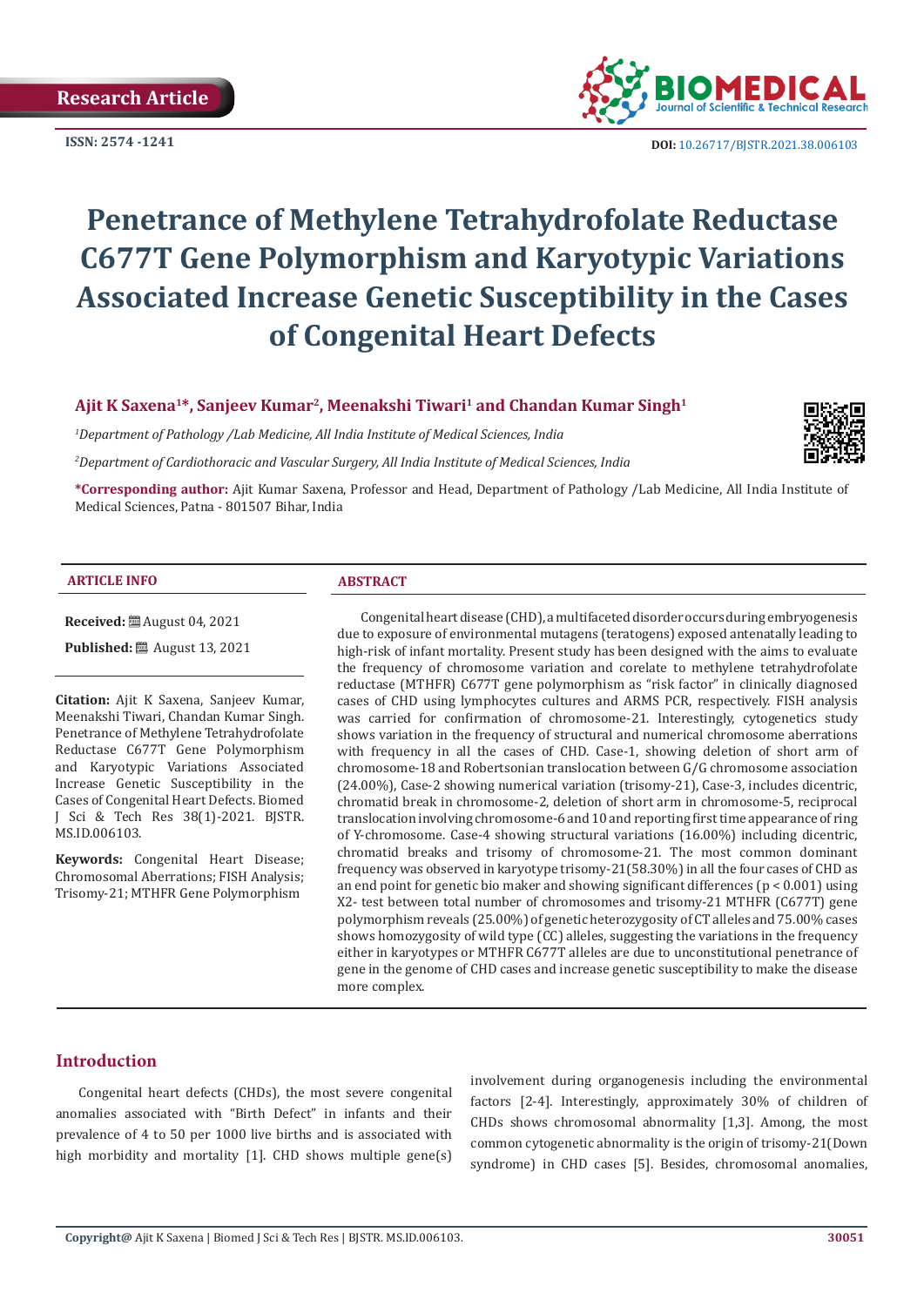Research Article

ISSN: 2574 -1241

DOI: 10.26717/BJSTR.2021.38.006103

# Penetrance of Methylene Tetrahydrofolate Reductase C677T Gene Polymorphism and Karyotypic Variations Associated Increase Genetic Susceptibility in the Cases of Congenital Heart Defects

**Ajit K Saxena[1]\*, Sanjeev Kumar[2], Meenakshi Tiwari[1] and Chandan Kumar Singh[1]**

[1]*Department of Pathology /Lab Medicine, All India Institute of Medical Sciences, India*

[2]*Department of Cardiothoracic and Vascular Surgery, All India Institute of Medical Sciences, India*

**\*Corresponding author:** Ajit Kumar Saxena, Professor and Head, Department of Pathology /Lab Medicine, All India Institute of Medical Sciences, Patna - 801507 Bihar, India

## ARTICLE INFO

**Received:** August 04, 2021

**Published:** August 13, 2021

**Citation:** Ajit K Saxena, Sanjeev Kumar, Meenakshi Tiwari, Chandan Kumar Singh. Penetrance of Methylene Tetrahydrofolate Reductase C677T Gene Polymorphism and Karyotypic Variations Associated Increase Genetic Susceptibility in the Cases of Congenital Heart Defects. Biomed J Sci & Tech Res 38(1)-2021. BJSTR. MS.ID.006103.

**Keywords:** Congenital Heart Disease; Chromosomal Aberrations; FISH Analysis; Trisomy-21; MTHFR Gene Polymorphism

## ABSTRACT

Congenital heart disease (CHD), a multifaceted disorder occurs during embryogenesis due to exposure of environmental mutagens (teratogens) exposed antenatally leading to high-risk of infant mortality. Present study has been designed with the aims to evaluate the frequency of chromosome variation and corelate to methylene tetrahydrofolate reductase (MTHFR) C677T gene polymorphism as "risk factor" in clinically diagnosed cases of CHD using lymphocytes cultures and ARMS PCR, respectively. FISH analysis was carried for confirmation of chromosome-21. Interestingly, cytogenetics study shows variation in the frequency of structural and numerical chromosome aberrations with frequency in all the cases of CHD. Case-1, showing deletion of short arm of chromosome-18 and Robertsonian translocation between G/G chromosome association (24.00%), Case-2 showing numerical variation (trisomy-21), Case-3, includes dicentric, chromatid break in chromosome-2, deletion of short arm in chromosome-5, reciprocal translocation involving chromosome-6 and 10 and reporting first time appearance of ring of Y-chromosome. Case-4 showing structural variations (16.00%) including dicentric, chromatid breaks and trisomy of chromosome-21. The most common dominant frequency was observed in karyotype trisomy-21(58.30%) in all the four cases of CHD as an end point for genetic bio maker and showing significant differences ($p < 0.001$) using X2- test between total number of chromosomes and trisomy-21 MTHFR (C677T) gene polymorphism reveals (25.00%) of genetic heterozygosity of CT alleles and 75.00% cases shows homozygosity of wild type (CC) alleles, suggesting the variations in the frequency either in karyotypes or MTHFR C677T alleles are due to unconstitutional penetrance of gene in the genome of CHD cases and increase genetic susceptibility to make the disease more complex.

## Introduction

Congenital heart defects (CHDs), the most severe congenital anomalies associated with "Birth Defect" in infants and their prevalence of 4 to 50 per 1000 live births and is associated with high morbidity and mortality [1]. CHD shows multiple gene(s) involvement during organogenesis including the environmental factors [2-4]. Interestingly, approximately 30% of children of CHDs shows chromosomal abnormality [1,3]. Among, the most common cytogenetic abnormality is the origin of trisomy-21(Down syndrome) in CHD cases [5]. Besides, chromosomal anomalies,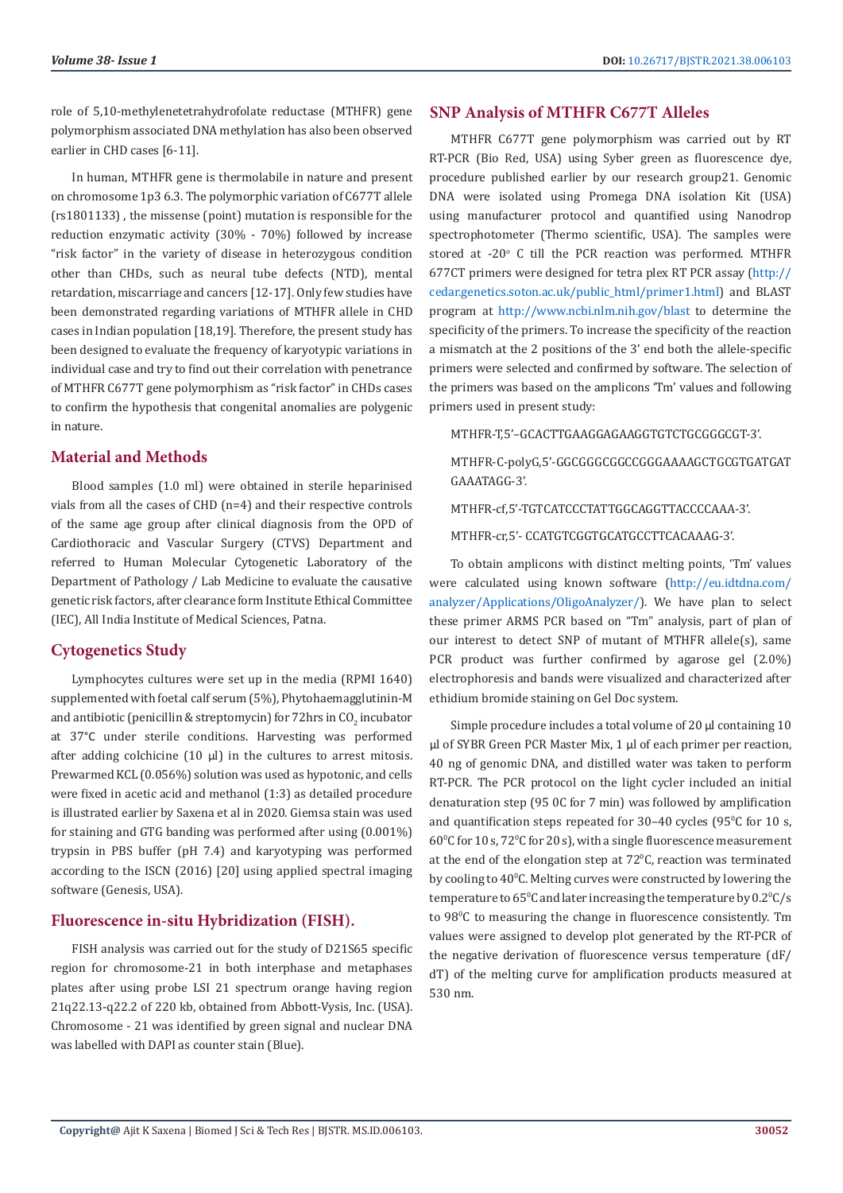role of 5,10-methylenetetrahydrofolate reductase (MTHFR) gene polymorphism associated DNA methylation has also been observed earlier in CHD cases [6-11].

In human, MTHFR gene is thermolabile in nature and present on chromosome 1p3 6.3. The polymorphic variation of C677T allele (rs1801133) , the missense (point) mutation is responsible for the reduction enzymatic activity (30% - 70%) followed by increase "risk factor" in the variety of disease in heterozygous condition other than CHDs, such as neural tube defects (NTD), mental retardation, miscarriage and cancers [12-17]. Only few studies have been demonstrated regarding variations of MTHFR allele in CHD cases in Indian population [18,19]. Therefore, the present study has been designed to evaluate the frequency of karyotypic variations in individual case and try to find out their correlation with penetrance of MTHFR C677T gene polymorphism as "risk factor" in CHDs cases to confirm the hypothesis that congenital anomalies are polygenic in nature.

## Material and Methods

Blood samples (1.0 ml) were obtained in sterile heparinised vials from all the cases of CHD (n=4) and their respective controls of the same age group after clinical diagnosis from the OPD of Cardiothoracic and Vascular Surgery (CTVS) Department and referred to Human Molecular Cytogenetic Laboratory of the Department of Pathology / Lab Medicine to evaluate the causative genetic risk factors, after clearance form Institute Ethical Committee (IEC), All India Institute of Medical Sciences, Patna.

## Cytogenetics Study

Lymphocytes cultures were set up in the media (RPMI 1640) supplemented with foetal calf serum (5%), Phytohaemagglutinin-M and antibiotic (penicillin & streptomycin) for 72hrs in $CO_2$ incubator at 37°C under sterile conditions. Harvesting was performed after adding colchicine (10 µl) in the cultures to arrest mitosis. Prewarmed KCL (0.056%) solution was used as hypotonic, and cells were fixed in acetic acid and methanol (1:3) as detailed procedure is illustrated earlier by Saxena et al in 2020. Giemsa stain was used for staining and GTG banding was performed after using (0.001%) trypsin in PBS buffer (pH 7.4) and karyotyping was performed according to the ISCN (2016) [20] using applied spectral imaging software (Genesis, USA).

## Fluorescence in-situ Hybridization (FISH).

FISH analysis was carried out for the study of D21S65 specific region for chromosome-21 in both interphase and metaphases plates after using probe LSI 21 spectrum orange having region 21q22.13-q22.2 of 220 kb, obtained from Abbott-Vysis, Inc. (USA). Chromosome - 21 was identified by green signal and nuclear DNA was labelled with DAPI as counter stain (Blue).

## SNP Analysis of MTHFR C677T Alleles

MTHFR C677T gene polymorphism was carried out by RT RT-PCR (Bio Red, USA) using Syber green as fluorescence dye, procedure published earlier by our research group21. Genomic DNA were isolated using Promega DNA isolation Kit (USA) using manufacturer protocol and quantified using Nanodrop spectrophotometer (Thermo scientific, USA). The samples were stored at -20° C till the PCR reaction was performed. MTHFR 677CT primers were designed for tetra plex RT PCR assay (http://cedar.genetics.soton.ac.uk/public_html/primer1.html) and BLAST program at http://www.ncbi.nlm.nih.gov/blast to determine the specificity of the primers. To increase the specificity of the reaction a mismatch at the 2 positions of the 3' end both the allele-specific primers were selected and confirmed by software. The selection of the primers was based on the amplicons 'Tm' values and following primers used in present study:

MTHFR-T,5'–GCACTTGAAGGAGAAGGTGTCTGCGGGCGT-3'.

MTHFR-C-polyG,5'-GGCGGGCGGCCGGGAAAAGCTGCGTGATGATGAAATAGG-3'.

MTHFR-cf,5'-TGTCATCCCTATTGGCAGGTTACCCCAAA-3'.

MTHFR-cr,5'- CCATGTCGGTGCATGCCTTCACAAAG-3'.

To obtain amplicons with distinct melting points, 'Tm' values were calculated using known software (http://eu.idtdna.com/analyzer/Applications/OligoAnalyzer/). We have plan to select these primer ARMS PCR based on "Tm" analysis, part of plan of our interest to detect SNP of mutant of MTHFR allele(s), same PCR product was further confirmed by agarose gel (2.0%) electrophoresis and bands were visualized and characterized after ethidium bromide staining on Gel Doc system.

Simple procedure includes a total volume of 20 µl containing 10 µl of SYBR Green PCR Master Mix, 1 µl of each primer per reaction, 40 ng of genomic DNA, and distilled water was taken to perform RT-PCR. The PCR protocol on the light cycler included an initial denaturation step (95 0C for 7 min) was followed by amplification and quantification steps repeated for 30–40 cycles (95°C for 10 s, 60°C for 10 s, 72°C for 20 s), with a single fluorescence measurement at the end of the elongation step at 72°C, reaction was terminated by cooling to 40°C. Melting curves were constructed by lowering the temperature to 65°C and later increasing the temperature by 0.2°C/s to 98°C to measuring the change in fluorescence consistently. Tm values were assigned to develop plot generated by the RT-PCR of the negative derivation of fluorescence versus temperature (dF/dT) of the melting curve for amplification products measured at 530 nm.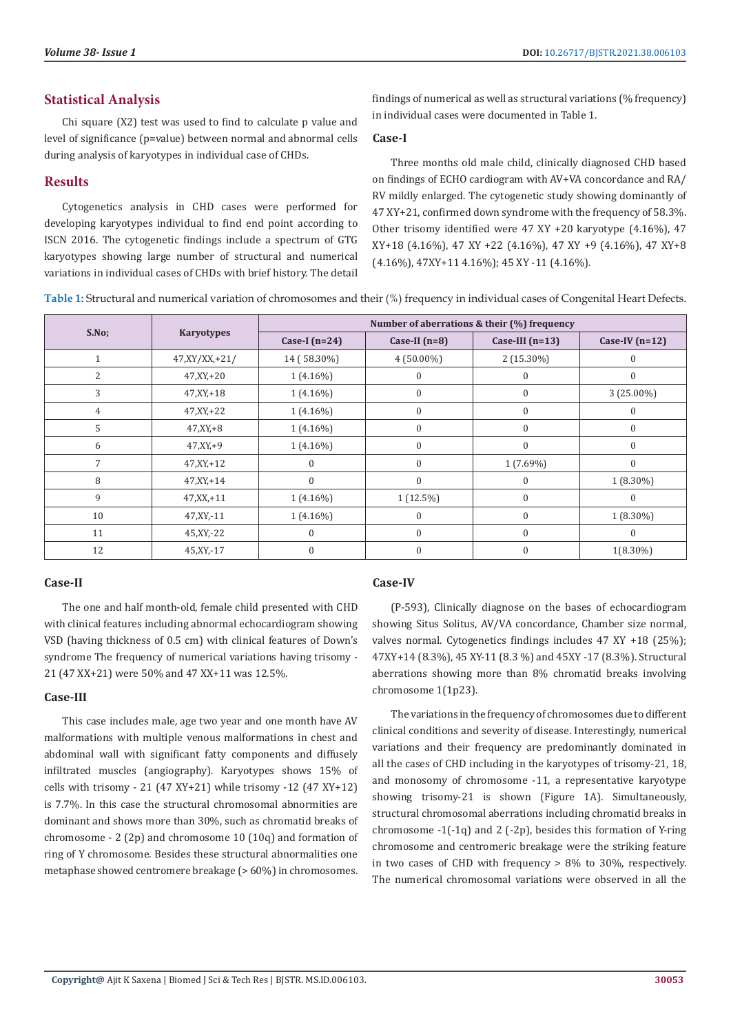## Statistical Analysis

Chi square (X2) test was used to find to calculate p value and level of significance (p=value) between normal and abnormal cells during analysis of karyotypes in individual case of CHDs.

## Results

Cytogenetics analysis in CHD cases were performed for developing karyotypes individual to find end point according to ISCN 2016. The cytogenetic findings include a spectrum of GTG karyotypes showing large number of structural and numerical variations in individual cases of CHDs with brief history. The detail findings of numerical as well as structural variations (% frequency) in individual cases were documented in Table 1.

### Case-I

Three months old male child, clinically diagnosed CHD based on findings of ECHO cardiogram with AV+VA concordance and RA/RV mildly enlarged. The cytogenetic study showing dominantly of 47 XY+21, confirmed down syndrome with the frequency of 58.3%. Other trisomy identified were 47 XY +20 karyotype (4.16%), 47 XY+18 (4.16%), 47 XY +22 (4.16%), 47 XY +9 (4.16%), 47 XY+8 (4.16%), 47XY+11 4.16%); 45 XY -11 (4.16%).

**Table 1:** Structural and numerical variation of chromosomes and their (%) frequency in individual cases of Congenital Heart Defects.

| S.No; | Karyotypes | Number of aberrations & their (%) frequency | | | |
|---|---|---|---|---|---|
| | | Case-I (n=24) | Case-II (n=8) | Case-III (n=13) | Case-IV (n=12) |
| 1 | 47,XY/XX,+21/ | 14 ( 58.30%) | 4 (50.00%) | 2 (15.30%) | 0 |
| 2 | 47,XY,+20 | 1 (4.16%) | 0 | 0 | 0 |
| 3 | 47,XY,+18 | 1 (4.16%) | 0 | 0 | 3 (25.00%) |
| 4 | 47,XY,+22 | 1 (4.16%) | 0 | 0 | 0 |
| 5 | 47,XY,+8 | 1 (4.16%) | 0 | 0 | 0 |
| 6 | 47,XY,+9 | 1 (4.16%) | 0 | 0 | 0 |
| 7 | 47,XY,+12 | 0 | 0 | 1 (7.69%) | 0 |
| 8 | 47,XY,+14 | 0 | 0 | 0 | 1 (8.30%) |
| 9 | 47,XX,+11 | 1 (4.16%) | 1 (12.5%) | 0 | 0 |
| 10 | 47,XY,-11 | 1 (4.16%) | 0 | 0 | 1 (8.30%) |
| 11 | 45,XY,-22 | 0 | 0 | 0 | 0 |
| 12 | 45,XY,-17 | 0 | 0 | 0 | 1(8.30%) |

### Case-II

The one and half month-old, female child presented with CHD with clinical features including abnormal echocardiogram showing VSD (having thickness of 0.5 cm) with clinical features of Down's syndrome The frequency of numerical variations having trisomy -21 (47 XX+21) were 50% and 47 XX+11 was 12.5%.

### Case-III

This case includes male, age two year and one month have AV malformations with multiple venous malformations in chest and abdominal wall with significant fatty components and diffusely infiltrated muscles (angiography). Karyotypes shows 15% of cells with trisomy - 21 (47 XY+21) while trisomy -12 (47 XY+12) is 7.7%. In this case the structural chromosomal abnormities are dominant and shows more than 30%, such as chromatid breaks of chromosome - 2 (2p) and chromosome 10 (10q) and formation of ring of Y chromosome. Besides these structural abnormalities one metaphase showed centromere breakage (> 60%) in chromosomes.

### Case-IV

(P-593), Clinically diagnose on the bases of echocardiogram showing Situs Solitus, AV/VA concordance, Chamber size normal, valves normal. Cytogenetics findings includes 47 XY +18 (25%); 47XY+14 (8.3%), 45 XY-11 (8.3 %) and 45XY -17 (8.3%). Structural aberrations showing more than 8% chromatid breaks involving chromosome 1(1p23).

The variations in the frequency of chromosomes due to different clinical conditions and severity of disease. Interestingly, numerical variations and their frequency are predominantly dominated in all the cases of CHD including in the karyotypes of trisomy-21, 18, and monosomy of chromosome -11, a representative karyotype showing trisomy-21 is shown (Figure 1A). Simultaneously, structural chromosomal aberrations including chromatid breaks in chromosome -1(-1q) and 2 (-2p), besides this formation of Y-ring chromosome and centromeric breakage were the striking feature in two cases of CHD with frequency > 8% to 30%, respectively. The numerical chromosomal variations were observed in all the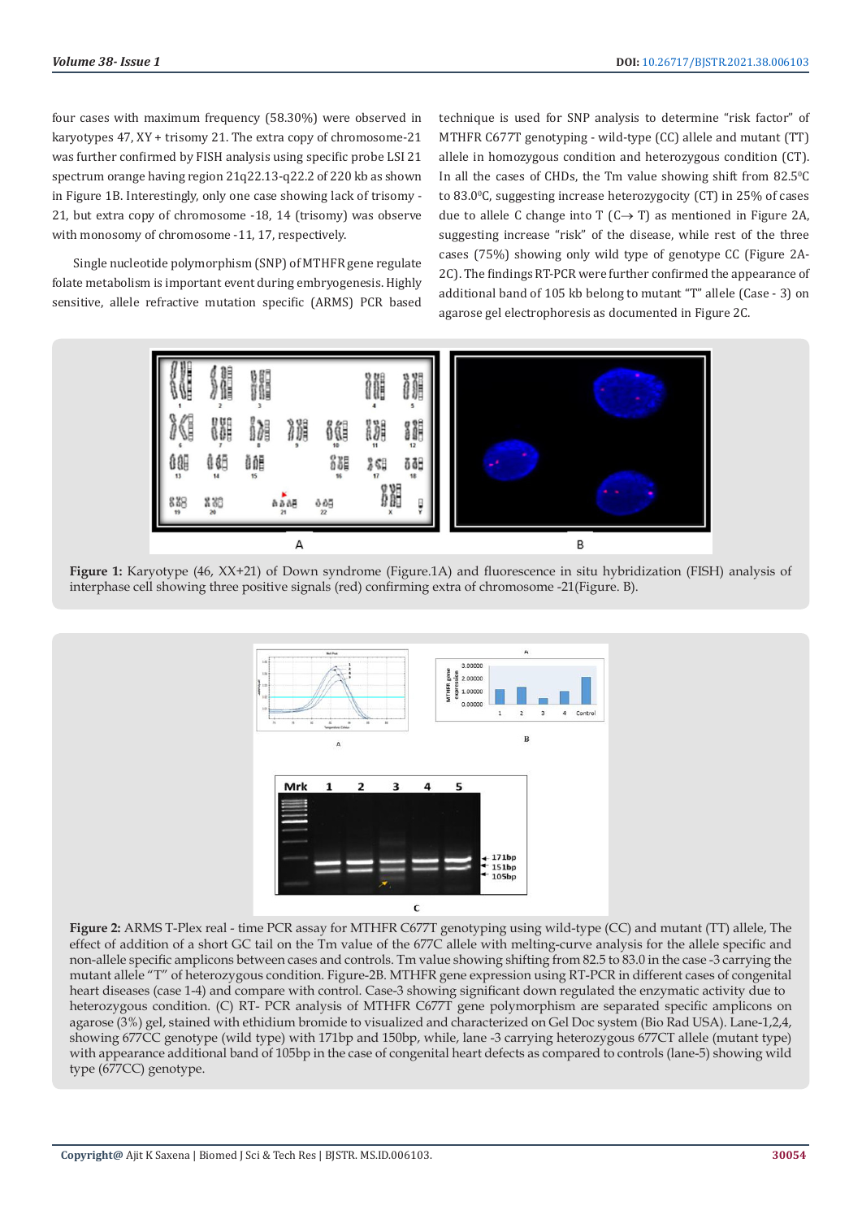four cases with maximum frequency (58.30%) were observed in karyotypes 47, XY + trisomy 21. The extra copy of chromosome-21 was further confirmed by FISH analysis using specific probe LSI 21 spectrum orange having region 21q22.13-q22.2 of 220 kb as shown in Figure 1B. Interestingly, only one case showing lack of trisomy -21, but extra copy of chromosome -18, 14 (trisomy) was observe with monosomy of chromosome -11, 17, respectively.

Single nucleotide polymorphism (SNP) of MTHFR gene regulate folate metabolism is important event during embryogenesis. Highly sensitive, allele refractive mutation specific (ARMS) PCR based technique is used for SNP analysis to determine "risk factor" of MTHFR C677T genotyping - wild-type (CC) allele and mutant (TT) allele in homozygous condition and heterozygous condition (CT). In all the cases of CHDs, the Tm value showing shift from 82.5$^0$C to 83.0$^0$C, suggesting increase heterozygocity (CT) in 25% of cases due to allele C change into T (C→ T) as mentioned in Figure 2A, suggesting increase "risk" of the disease, while rest of the three cases (75%) showing only wild type of genotype CC (Figure 2A-2C). The findings RT-PCR were further confirmed the appearance of additional band of 105 kb belong to mutant "T" allele (Case - 3) on agarose gel electrophoresis as documented in Figure 2C.

**Figure 1:** Karyotype (46, XX+21) of Down syndrome (Figure.1A) and fluorescence in situ hybridization (FISH) analysis of interphase cell showing three positive signals (red) confirming extra of chromosome -21(Figure. B).

**Figure 2:** ARMS T-Plex real - time PCR assay for MTHFR C677T genotyping using wild-type (CC) and mutant (TT) allele, The effect of addition of a short GC tail on the Tm value of the 677C allele with melting-curve analysis for the allele specific and non-allele specific amplicons between cases and controls. Tm value showing shifting from 82.5 to 83.0 in the case -3 carrying the mutant allele "T" of heterozygous condition. Figure-2B. MTHFR gene expression using RT-PCR in different cases of congenital heart diseases (case 1-4) and compare with control. Case-3 showing significant down regulated the enzymatic activity due to heterozygous condition. (C) RT- PCR analysis of MTHFR C677T gene polymorphism are separated specific amplicons on agarose (3%) gel, stained with ethidium bromide to visualized and characterized on Gel Doc system (Bio Rad USA). Lane-1,2,4, showing 677CC genotype (wild type) with 171bp and 150bp, while, lane -3 carrying heterozygous 677CT allele (mutant type) with appearance additional band of 105bp in the case of congenital heart defects as compared to controls (lane-5) showing wild type (677CC) genotype.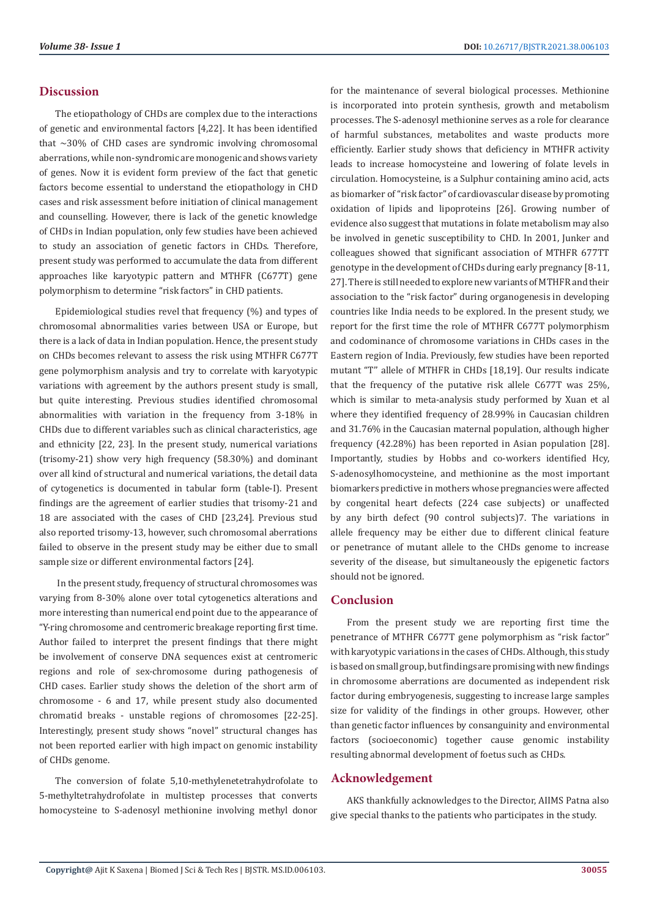## Discussion

The etiopathology of CHDs are complex due to the interactions of genetic and environmental factors [4,22]. It has been identified that ~30% of CHD cases are syndromic involving chromosomal aberrations, while non-syndromic are monogenic and shows variety of genes. Now it is evident form preview of the fact that genetic factors become essential to understand the etiopathology in CHD cases and risk assessment before initiation of clinical management and counselling. However, there is lack of the genetic knowledge of CHDs in Indian population, only few studies have been achieved to study an association of genetic factors in CHDs. Therefore, present study was performed to accumulate the data from different approaches like karyotypic pattern and MTHFR (C677T) gene polymorphism to determine "risk factors" in CHD patients.

Epidemiological studies revel that frequency (%) and types of chromosomal abnormalities varies between USA or Europe, but there is a lack of data in Indian population. Hence, the present study on CHDs becomes relevant to assess the risk using MTHFR C677T gene polymorphism analysis and try to correlate with karyotypic variations with agreement by the authors present study is small, but quite interesting. Previous studies identified chromosomal abnormalities with variation in the frequency from 3-18% in CHDs due to different variables such as clinical characteristics, age and ethnicity [22, 23]. In the present study, numerical variations (trisomy-21) show very high frequency (58.30%) and dominant over all kind of structural and numerical variations, the detail data of cytogenetics is documented in tabular form (table-I). Present findings are the agreement of earlier studies that trisomy-21 and 18 are associated with the cases of CHD [23,24]. Previous stud also reported trisomy-13, however, such chromosomal aberrations failed to observe in the present study may be either due to small sample size or different environmental factors [24].

In the present study, frequency of structural chromosomes was varying from 8-30% alone over total cytogenetics alterations and more interesting than numerical end point due to the appearance of "Y-ring chromosome and centromeric breakage reporting first time. Author failed to interpret the present findings that there might be involvement of conserve DNA sequences exist at centromeric regions and role of sex-chromosome during pathogenesis of CHD cases. Earlier study shows the deletion of the short arm of chromosome - 6 and 17, while present study also documented chromatid breaks - unstable regions of chromosomes [22-25]. Interestingly, present study shows "novel" structural changes has not been reported earlier with high impact on genomic instability of CHDs genome.

The conversion of folate 5,10-methylenetetrahydrofolate to 5-methyltetrahydrofolate in multistep processes that converts homocysteine to S-adenosyl methionine involving methyl donor for the maintenance of several biological processes. Methionine is incorporated into protein synthesis, growth and metabolism processes. The S-adenosyl methionine serves as a role for clearance of harmful substances, metabolites and waste products more efficiently. Earlier study shows that deficiency in MTHFR activity leads to increase homocysteine and lowering of folate levels in circulation. Homocysteine, is a Sulphur containing amino acid, acts as biomarker of "risk factor" of cardiovascular disease by promoting oxidation of lipids and lipoproteins [26]. Growing number of evidence also suggest that mutations in folate metabolism may also be involved in genetic susceptibility to CHD. In 2001, Junker and colleagues showed that significant association of MTHFR 677TT genotype in the development of CHDs during early pregnancy [8-11, 27]. There is still needed to explore new variants of MTHFR and their association to the "risk factor" during organogenesis in developing countries like India needs to be explored. In the present study, we report for the first time the role of MTHFR C677T polymorphism and codominance of chromosome variations in CHDs cases in the Eastern region of India. Previously, few studies have been reported mutant "T" allele of MTHFR in CHDs [18,19]. Our results indicate that the frequency of the putative risk allele C677T was 25%, which is similar to meta-analysis study performed by Xuan et al where they identified frequency of 28.99% in Caucasian children and 31.76% in the Caucasian maternal population, although higher frequency (42.28%) has been reported in Asian population [28]. Importantly, studies by Hobbs and co-workers identified Hcy, S-adenosylhomocysteine, and methionine as the most important biomarkers predictive in mothers whose pregnancies were affected by congenital heart defects (224 case subjects) or unaffected by any birth defect (90 control subjects)7. The variations in allele frequency may be either due to different clinical feature or penetrance of mutant allele to the CHDs genome to increase severity of the disease, but simultaneously the epigenetic factors should not be ignored.

## Conclusion

From the present study we are reporting first time the penetrance of MTHFR C677T gene polymorphism as "risk factor" with karyotypic variations in the cases of CHDs. Although, this study is based on small group, but findings are promising with new findings in chromosome aberrations are documented as independent risk factor during embryogenesis, suggesting to increase large samples size for validity of the findings in other groups. However, other than genetic factor influences by consanguinity and environmental factors (socioeconomic) together cause genomic instability resulting abnormal development of foetus such as CHDs.

## Acknowledgement

AKS thankfully acknowledges to the Director, AIIMS Patna also give special thanks to the patients who participates in the study.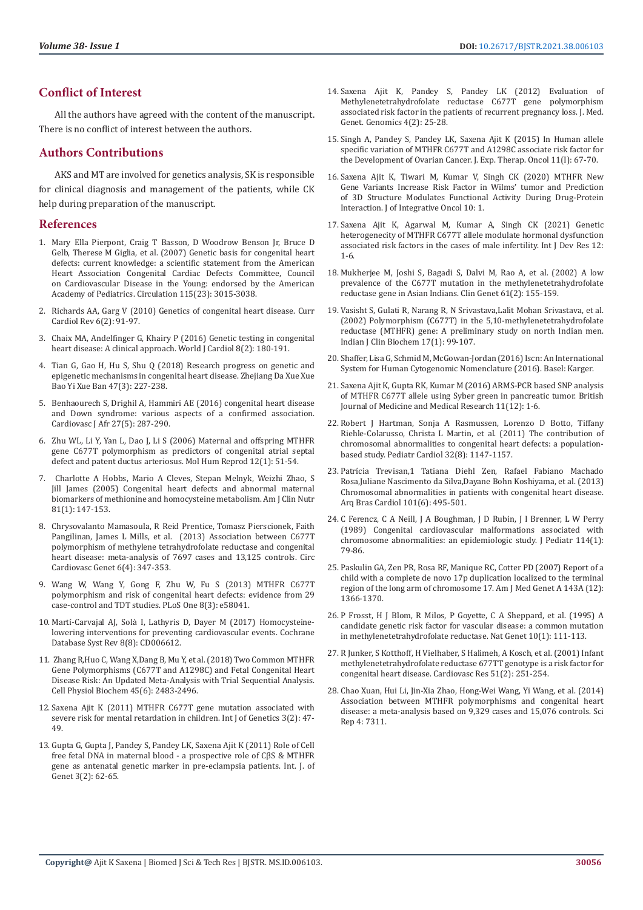## Conflict of Interest

All the authors have agreed with the content of the manuscript. There is no conflict of interest between the authors.

## Authors Contributions

AKS and MT are involved for genetics analysis, SK is responsible for clinical diagnosis and management of the patients, while CK help during preparation of the manuscript.

## References

1. Mary Ella Pierpont, Craig T Basson, D Woodrow Benson Jr, Bruce D Gelb, Therese M Giglia, et al. (2007) Genetic basis for congenital heart defects: current knowledge: a scientific statement from the American Heart Association Congenital Cardiac Defects Committee, Council on Cardiovascular Disease in the Young: endorsed by the American Academy of Pediatrics. Circulation 115(23): 3015-3038.
2. Richards AA, Garg V (2010) Genetics of congenital heart disease. Curr Cardiol Rev 6(2): 91-97.
3. Chaix MA, Andelfinger G, Khairy P (2016) Genetic testing in congenital heart disease: A clinical approach. World J Cardiol 8(2): 180-191.
4. Tian G, Gao H, Hu S, Shu Q (2018) Research progress on genetic and epigenetic mechanisms in congenital heart disease. Zhejiang Da Xue Xue Bao Yi Xue Ban 47(3): 227-238.
5. Benhaourech S, Drighil A, Hammiri AE (2016) congenital heart disease and Down syndrome: various aspects of a confirmed association. Cardiovasc J Afr 27(5): 287-290.
6. Zhu WL, Li Y, Yan L, Dao J, Li S (2006) Maternal and offspring MTHFR gene C677T polymorphism as predictors of congenital atrial septal defect and patent ductus arteriosus. Mol Hum Reprod 12(1): 51-54.
7. Charlotte A Hobbs, Mario A Cleves, Stepan Melnyk, Weizhi Zhao, S Jill James (2005) Congenital heart defects and abnormal maternal biomarkers of methionine and homocysteine metabolism. Am J Clin Nutr 81(1): 147-153.
8. Chrysovalanto Mamasoula, R Reid Prentice, Tomasz Pierscionek, Faith Pangilinan, James L Mills, et al. (2013) Association between C677T polymorphism of methylene tetrahydrofolate reductase and congenital heart disease: meta-analysis of 7697 cases and 13,125 controls. Circ Cardiovasc Genet 6(4): 347-353.
9. Wang W, Wang Y, Gong F, Zhu W, Fu S (2013) MTHFR C677T polymorphism and risk of congenital heart defects: evidence from 29 case-control and TDT studies. PLoS One 8(3): e58041.
10. Martí-Carvajal AJ, Solà I, Lathyris D, Dayer M (2017) Homocysteine-lowering interventions for preventing cardiovascular events. Cochrane Database Syst Rev 8(8): CD006612.
11. Zhang R,Huo C, Wang X,Dang B, Mu Y, et al. (2018) Two Common MTHFR Gene Polymorphisms (C677T and A1298C) and Fetal Congenital Heart Disease Risk: An Updated Meta-Analysis with Trial Sequential Analysis. Cell Physiol Biochem 45(6): 2483-2496.
12. Saxena Ajit K (2011) MTHFR C677T gene mutation associated with severe risk for mental retardation in children. Int J of Genetics 3(2): 47-49.
13. Gupta G, Gupta J, Pandey S, Pandey LK, Saxena Ajit K (2011) Role of Cell free fetal DNA in maternal blood - a prospective role of CβS & MTHFR gene as antenatal genetic marker in pre-eclampsia patients. Int. J. of Genet 3(2): 62-65.
14. Saxena Ajit K, Pandey S, Pandey LK (2012) Evaluation of Methylenetetrahydrofolate reductase C677T gene polymorphism associated risk factor in the patients of recurrent pregnancy loss. J. Med. Genet. Genomics 4(2): 25-28.
15. Singh A, Pandey S, Pandey LK, Saxena Ajit K (2015) In Human allele specific variation of MTHFR C677T and A1298C associate risk factor for the Development of Ovarian Cancer. J. Exp. Therap. Oncol 11(I): 67-70.
16. Saxena Ajit K, Tiwari M, Kumar V, Singh CK (2020) MTHFR New Gene Variants Increase Risk Factor in Wilms' tumor and Prediction of 3D Structure Modulates Functional Activity During Drug-Protein Interaction. J of Integrative Oncol 10: 1.
17. Saxena Ajit K, Agarwal M, Kumar A, Singh CK (2021) Genetic heterogenecity of MTHFR C677T allele modulate hormonal dysfunction associated risk factors in the cases of male infertility. Int J Dev Res 12: 1-6.
18. Mukherjee M, Joshi S, Bagadi S, Dalvi M, Rao A, et al. (2002) A low prevalence of the C677T mutation in the methylenetetrahydrofolate reductase gene in Asian Indians. Clin Genet 61(2): 155-159.
19. Vasisht S, Gulati R, Narang R, N Srivastava,Lalit Mohan Srivastava, et al. (2002) Polymorphism (C677T) in the 5,10-methylenetetrahydrofolate reductase (MTHFR) gene: A preliminary study on north Indian men. Indian J Clin Biochem 17(1): 99-107.
20. Shaffer, Lisa G, Schmid M, McGowan-Jordan (2016) Iscn: An International System for Human Cytogenomic Nomenclature (2016). Basel: Karger.
21. Saxena Ajit K, Gupta RK, Kumar M (2016) ARMS-PCR based SNP analysis of MTHFR C677T allele using Syber green in pancreatic tumor. British Journal of Medicine and Medical Research 11(12): 1-6.
22. Robert J Hartman, Sonja A Rasmussen, Lorenzo D Botto, Tiffany Riehle-Colarusso, Christa L Martin, et al. (2011) The contribution of chromosomal abnormalities to congenital heart defects: a population-based study. Pediatr Cardiol 32(8): 1147-1157.
23. Patrícia Trevisan,1 Tatiana Diehl Zen, Rafael Fabiano Machado Rosa,Juliane Nascimento da Silva,Dayane Bohn Koshiyama, et al. (2013) Chromosomal abnormalities in patients with congenital heart disease. Arq Bras Cardiol 101(6): 495-501.
24. C Ferencz, C A Neill, J A Boughman, J D Rubin, J I Brenner, L W Perry (1989) Congenital cardiovascular malformations associated with chromosome abnormalities: an epidemiologic study. J Pediatr 114(1): 79-86.
25. Paskulin GA, Zen PR, Rosa RF, Manique RC, Cotter PD (2007) Report of a child with a complete de novo 17p duplication localized to the terminal region of the long arm of chromosome 17. Am J Med Genet A 143A (12): 1366-1370.
26. P Frosst, H J Blom, R Milos, P Goyette, C A Sheppard, et al. (1995) A candidate genetic risk factor for vascular disease: a common mutation in methylenetetrahydrofolate reductase. Nat Genet 10(1): 111-113.
27. R Junker, S Kotthoff, H Vielhaber, S Halimeh, A Kosch, et al. (2001) Infant methylenetetrahydrofolate reductase 677TT genotype is a risk factor for congenital heart disease. Cardiovasc Res 51(2): 251-254.
28. Chao Xuan, Hui Li, Jin-Xia Zhao, Hong-Wei Wang, Yi Wang, et al. (2014) Association between MTHFR polymorphisms and congenital heart disease: a meta-analysis based on 9,329 cases and 15,076 controls. Sci Rep 4: 7311.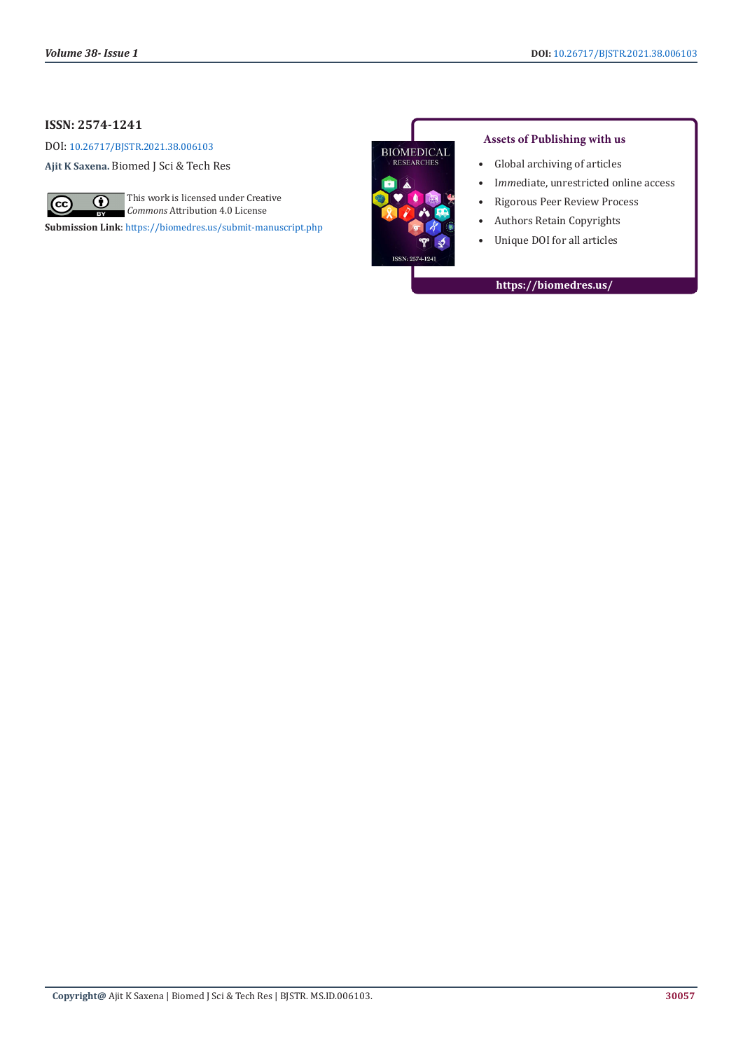**ISSN: 2574-1241**

DOI: 10.26717/BJSTR.2021.38.006103

**Ajit K Saxena.** Biomed J Sci & Tech Res

This work is licensed under Creative *Commons* Attribution 4.0 License

**Submission Link**: https://biomedres.us/submit-manuscript.php

### Assets of Publishing with us

- Global archiving of articles
- Immediate, unrestricted online access
- Rigorous Peer Review Process
- Authors Retain Copyrights
- Unique DOI for all articles

**https://biomedres.us/**